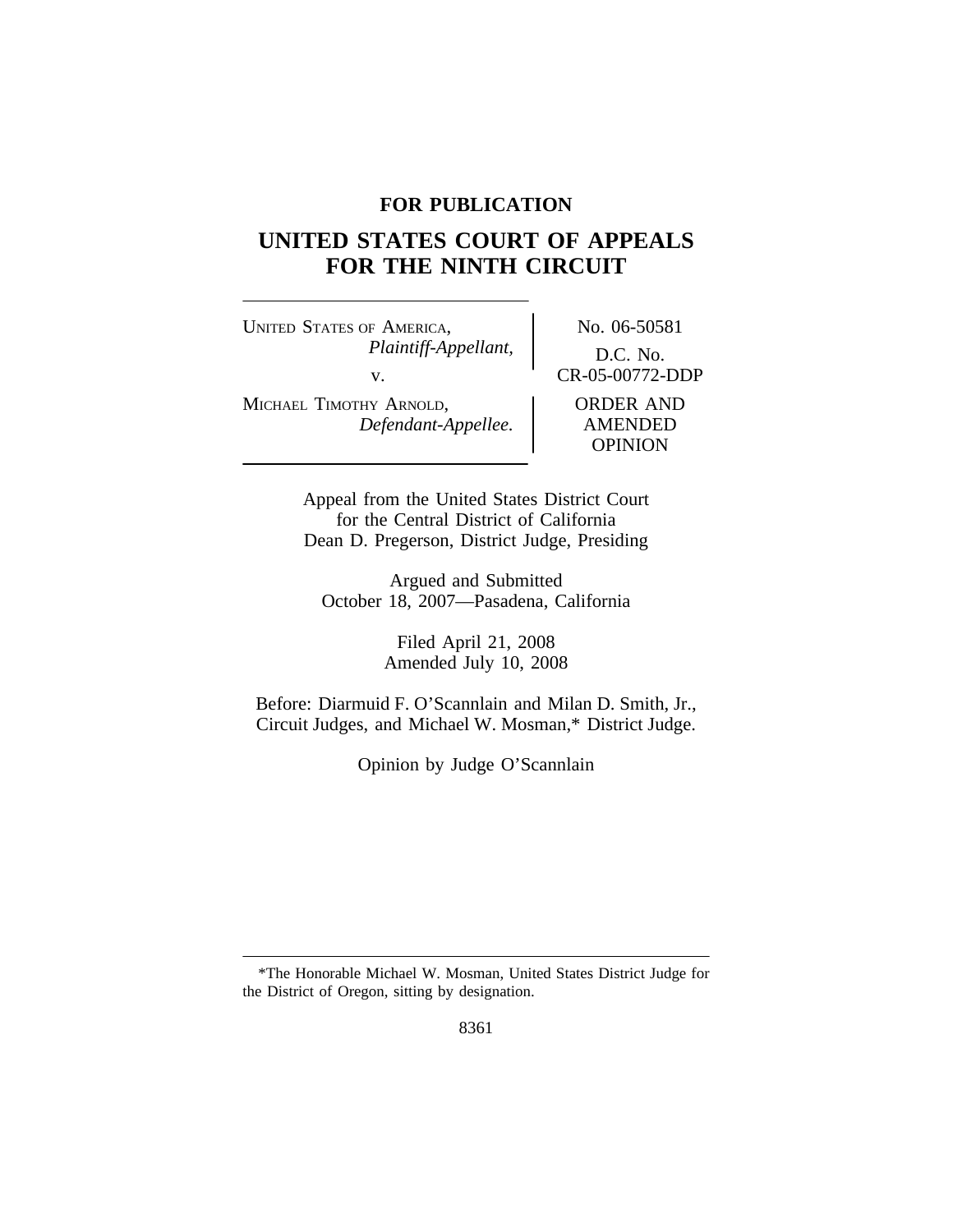**FOR PUBLICATION**

# UNITED STATES COURT OF APPEALS FOR THE NINTH CIRCUIT

UNITED STATES OF AMERICA,
*Plaintiff-Appellant,*
v.
MICHAEL TIMOTHY ARNOLD,
*Defendant-Appellee.*

No. 06-50581
D.C. No.
CR-05-00772-DDP
ORDER AND AMENDED OPINION

Appeal from the United States District Court for the Central District of California
Dean D. Pregerson, District Judge, Presiding

Argued and Submitted
October 18, 2007—Pasadena, California

Filed April 21, 2008
Amended July 10, 2008

Before: Diarmuid F. O'Scannlain and Milan D. Smith, Jr., Circuit Judges, and Michael W. Mosman,* District Judge.

Opinion by Judge O'Scannlain

---

*The Honorable Michael W. Mosman, United States District Judge for the District of Oregon, sitting by designation.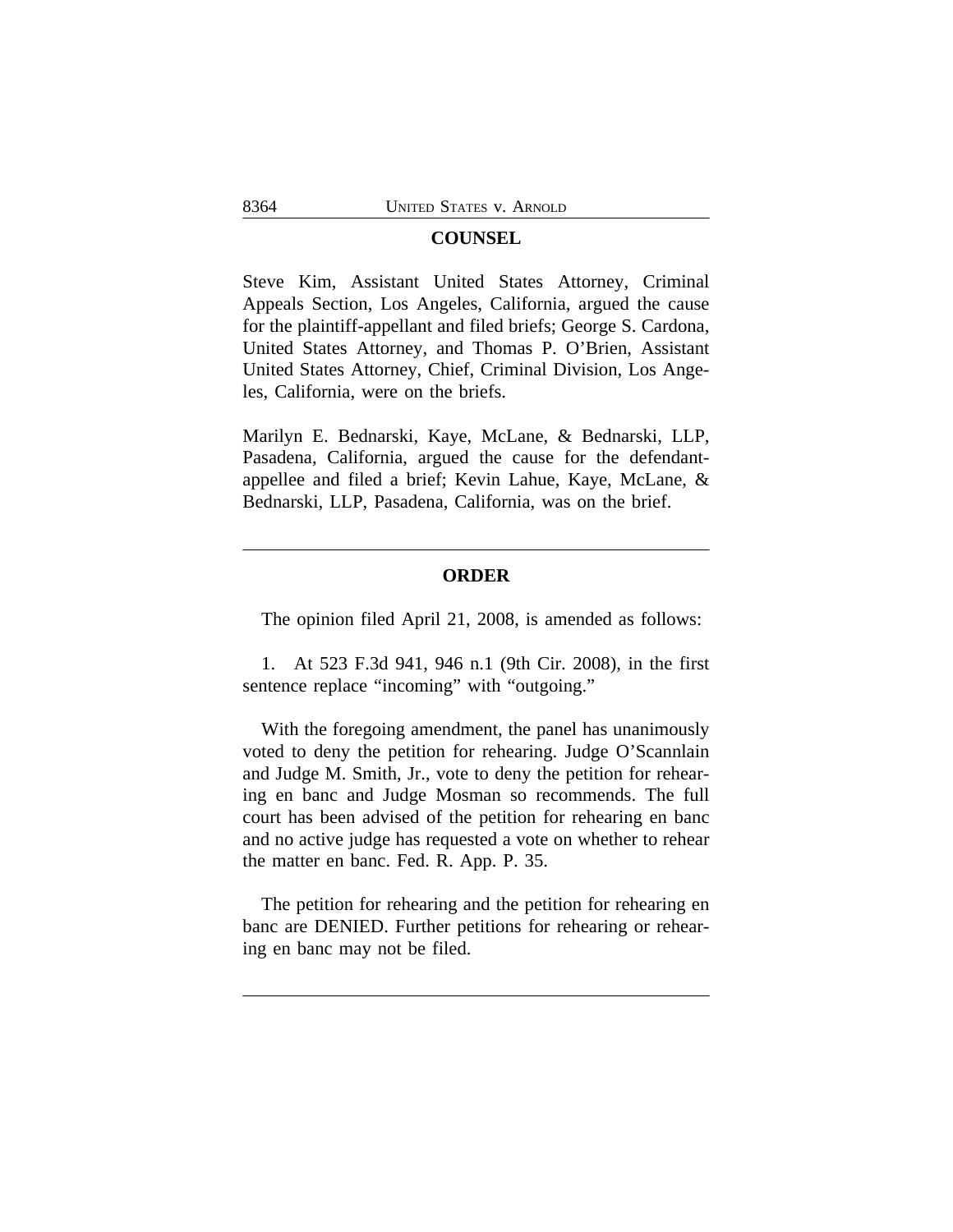## COUNSEL

Steve Kim, Assistant United States Attorney, Criminal Appeals Section, Los Angeles, California, argued the cause for the plaintiff-appellant and filed briefs; George S. Cardona, United States Attorney, and Thomas P. O'Brien, Assistant United States Attorney, Chief, Criminal Division, Los Angeles, California, were on the briefs.

Marilyn E. Bednarski, Kaye, McLane, & Bednarski, LLP, Pasadena, California, argued the cause for the defendant-appellee and filed a brief; Kevin Lahue, Kaye, McLane, & Bednarski, LLP, Pasadena, California, was on the brief.

---

## ORDER

The opinion filed April 21, 2008, is amended as follows:

1. At 523 F.3d 941, 946 n.1 (9th Cir. 2008), in the first sentence replace "incoming" with "outgoing."

With the foregoing amendment, the panel has unanimously voted to deny the petition for rehearing. Judge O'Scannlain and Judge M. Smith, Jr., vote to deny the petition for rehearing en banc and Judge Mosman so recommends. The full court has been advised of the petition for rehearing en banc and no active judge has requested a vote on whether to rehear the matter en banc. Fed. R. App. P. 35.

The petition for rehearing and the petition for rehearing en banc are DENIED. Further petitions for rehearing or rehearing en banc may not be filed.

---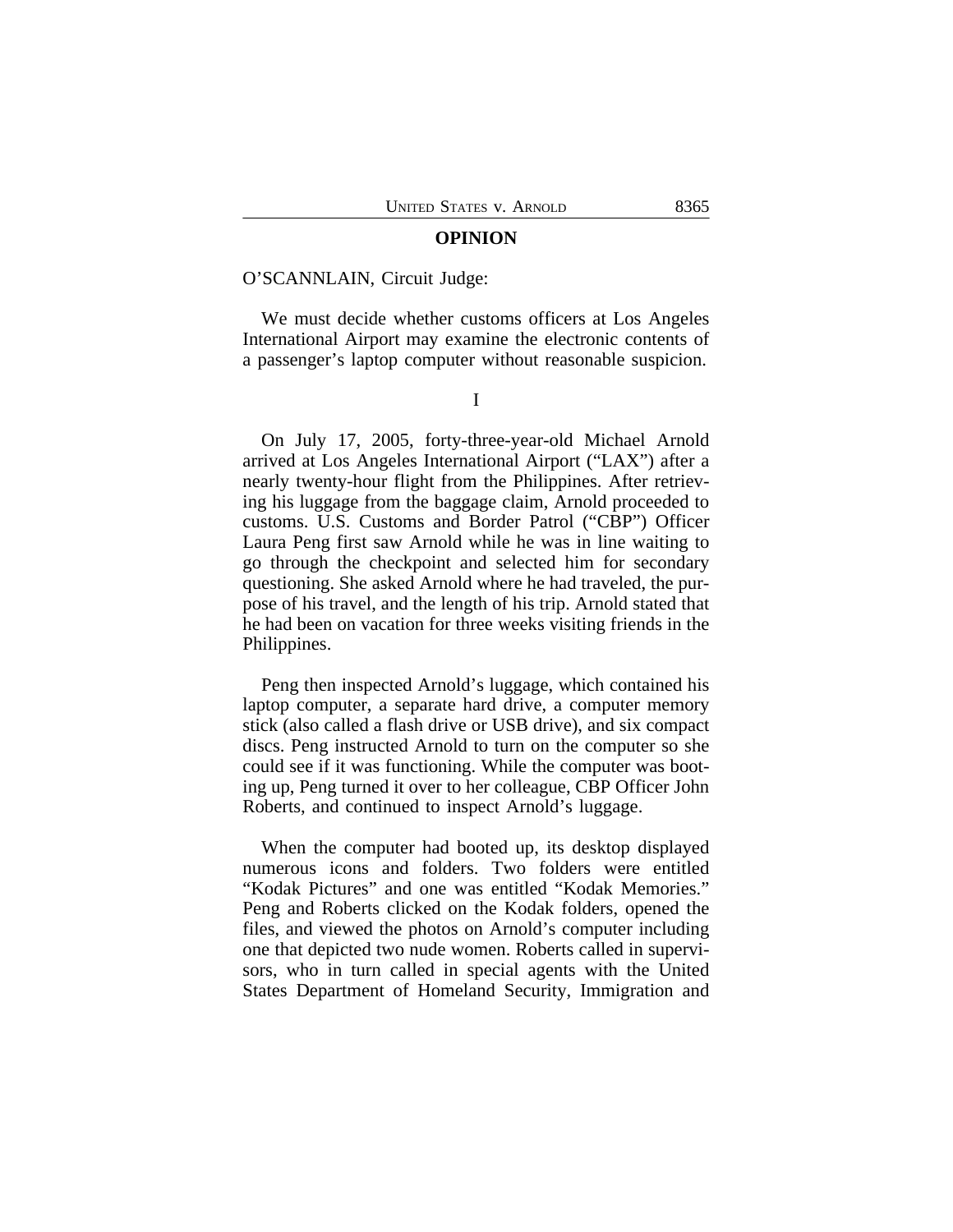## OPINION

O'SCANNLAIN, Circuit Judge:

We must decide whether customs officers at Los Angeles International Airport may examine the electronic contents of a passenger's laptop computer without reasonable suspicion.

I

On July 17, 2005, forty-three-year-old Michael Arnold arrived at Los Angeles International Airport ("LAX") after a nearly twenty-hour flight from the Philippines. After retrieving his luggage from the baggage claim, Arnold proceeded to customs. U.S. Customs and Border Patrol ("CBP") Officer Laura Peng first saw Arnold while he was in line waiting to go through the checkpoint and selected him for secondary questioning. She asked Arnold where he had traveled, the purpose of his travel, and the length of his trip. Arnold stated that he had been on vacation for three weeks visiting friends in the Philippines.

Peng then inspected Arnold's luggage, which contained his laptop computer, a separate hard drive, a computer memory stick (also called a flash drive or USB drive), and six compact discs. Peng instructed Arnold to turn on the computer so she could see if it was functioning. While the computer was booting up, Peng turned it over to her colleague, CBP Officer John Roberts, and continued to inspect Arnold's luggage.

When the computer had booted up, its desktop displayed numerous icons and folders. Two folders were entitled "Kodak Pictures" and one was entitled "Kodak Memories." Peng and Roberts clicked on the Kodak folders, opened the files, and viewed the photos on Arnold's computer including one that depicted two nude women. Roberts called in supervisors, who in turn called in special agents with the United States Department of Homeland Security, Immigration and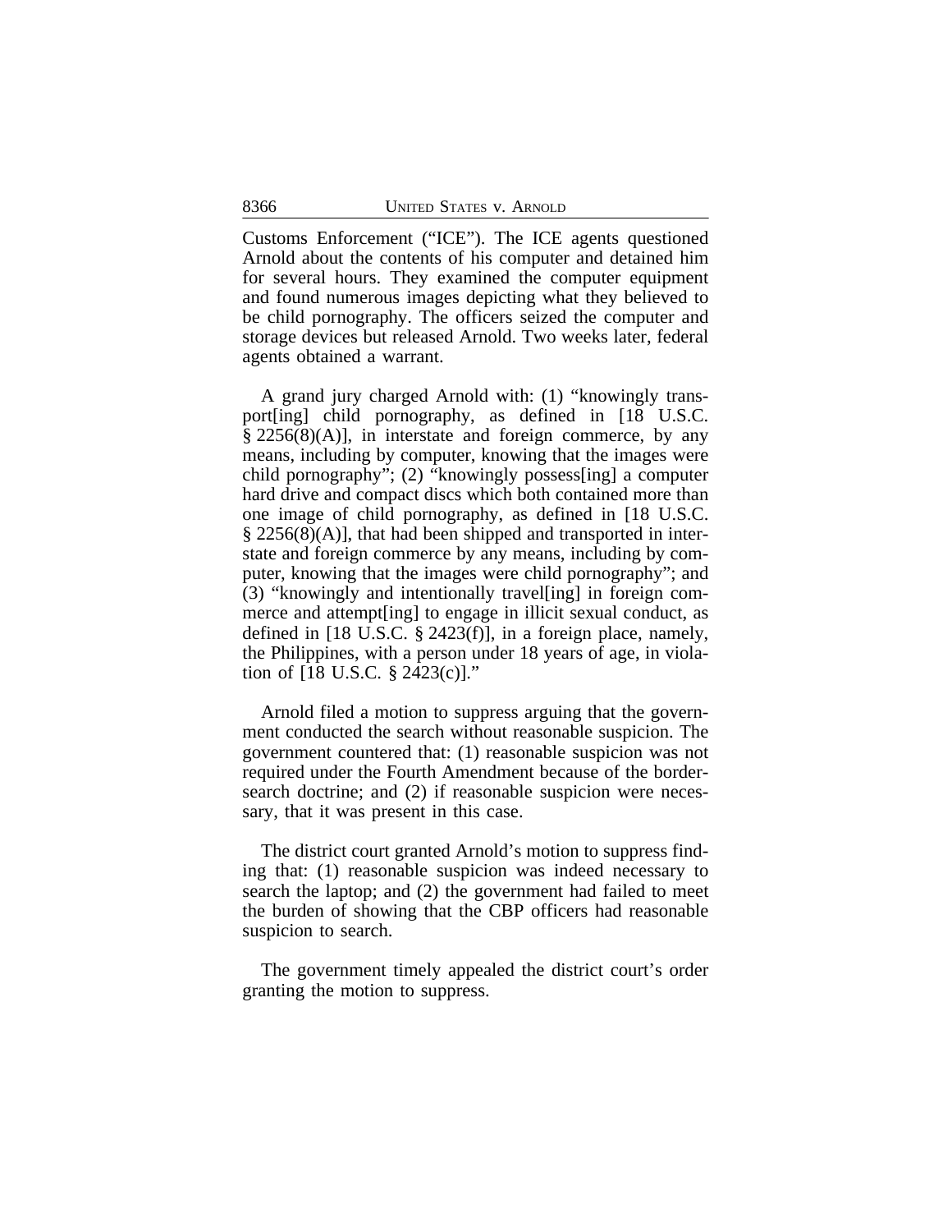Customs Enforcement ("ICE"). The ICE agents questioned Arnold about the contents of his computer and detained him for several hours. They examined the computer equipment and found numerous images depicting what they believed to be child pornography. The officers seized the computer and storage devices but released Arnold. Two weeks later, federal agents obtained a warrant.

A grand jury charged Arnold with: (1) "knowingly transport[ing] child pornography, as defined in [18 U.S.C. § 2256(8)(A)], in interstate and foreign commerce, by any means, including by computer, knowing that the images were child pornography"; (2) "knowingly possess[ing] a computer hard drive and compact discs which both contained more than one image of child pornography, as defined in [18 U.S.C. § 2256(8)(A)], that had been shipped and transported in interstate and foreign commerce by any means, including by computer, knowing that the images were child pornography"; and (3) "knowingly and intentionally travel[ing] in foreign commerce and attempt[ing] to engage in illicit sexual conduct, as defined in [18 U.S.C. § 2423(f)], in a foreign place, namely, the Philippines, with a person under 18 years of age, in violation of [18 U.S.C. § 2423(c)]."

Arnold filed a motion to suppress arguing that the government conducted the search without reasonable suspicion. The government countered that: (1) reasonable suspicion was not required under the Fourth Amendment because of the border-search doctrine; and (2) if reasonable suspicion were necessary, that it was present in this case.

The district court granted Arnold's motion to suppress finding that: (1) reasonable suspicion was indeed necessary to search the laptop; and (2) the government had failed to meet the burden of showing that the CBP officers had reasonable suspicion to search.

The government timely appealed the district court's order granting the motion to suppress.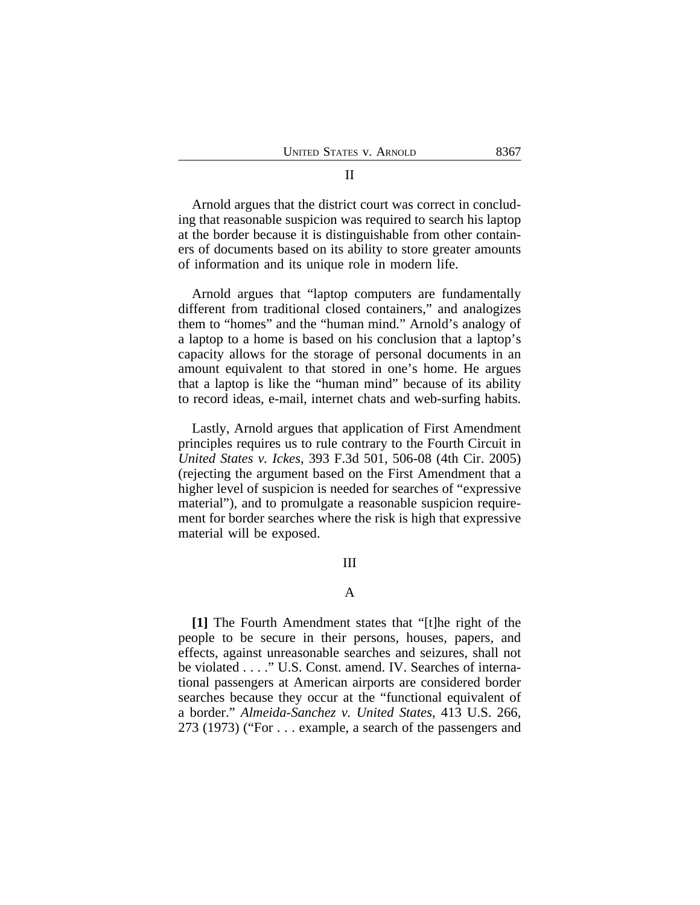## II

Arnold argues that the district court was correct in concluding that reasonable suspicion was required to search his laptop at the border because it is distinguishable from other containers of documents based on its ability to store greater amounts of information and its unique role in modern life.

Arnold argues that "laptop computers are fundamentally different from traditional closed containers," and analogizes them to "homes" and the "human mind." Arnold's analogy of a laptop to a home is based on his conclusion that a laptop's capacity allows for the storage of personal documents in an amount equivalent to that stored in one's home. He argues that a laptop is like the "human mind" because of its ability to record ideas, e-mail, internet chats and web-surfing habits.

Lastly, Arnold argues that application of First Amendment principles requires us to rule contrary to the Fourth Circuit in *United States v. Ickes*, 393 F.3d 501, 506-08 (4th Cir. 2005) (rejecting the argument based on the First Amendment that a higher level of suspicion is needed for searches of "expressive material"), and to promulgate a reasonable suspicion requirement for border searches where the risk is high that expressive material will be exposed.

## III

### A

**[1]** The Fourth Amendment states that "[t]he right of the people to be secure in their persons, houses, papers, and effects, against unreasonable searches and seizures, shall not be violated . . . ." U.S. Const. amend. IV. Searches of international passengers at American airports are considered border searches because they occur at the "functional equivalent of a border." *Almeida-Sanchez v. United States*, 413 U.S. 266, 273 (1973) ("For . . . example, a search of the passengers and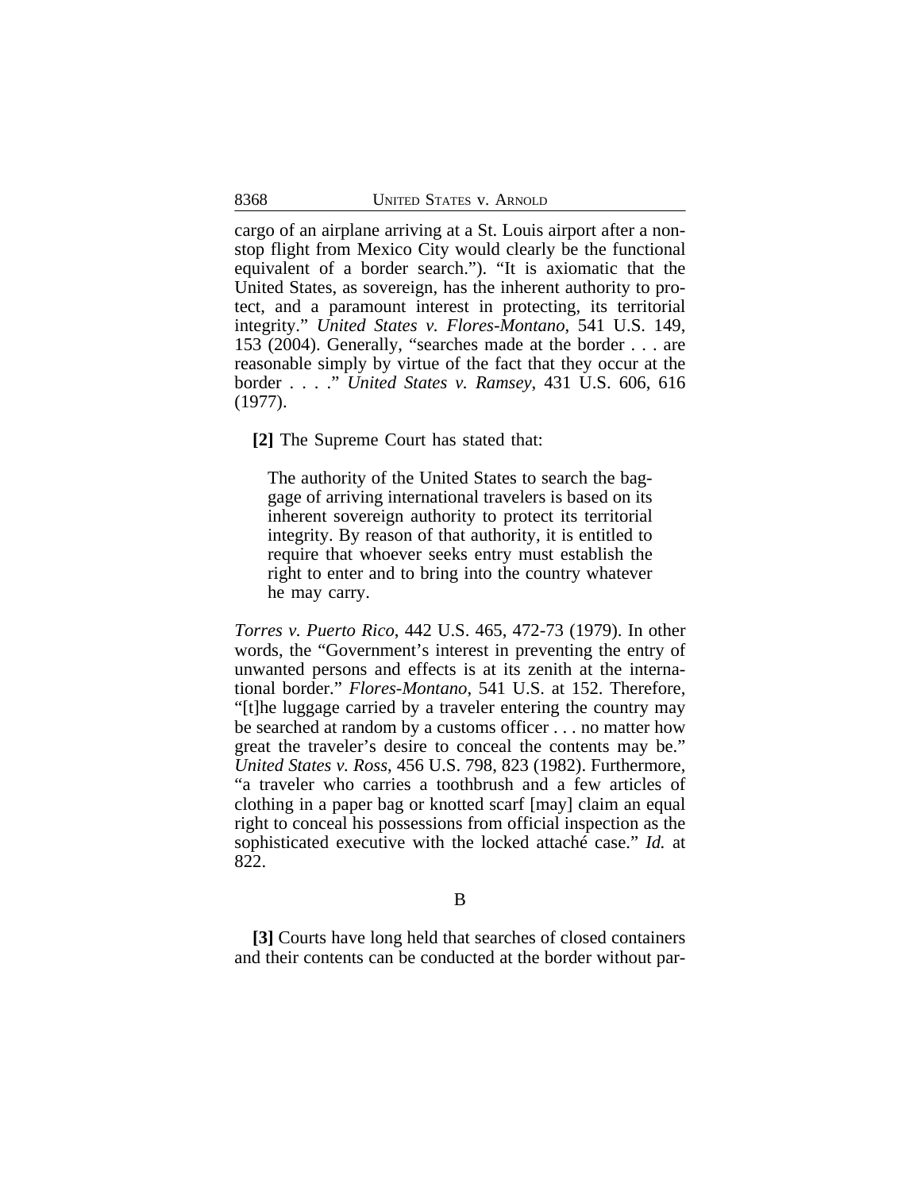cargo of an airplane arriving at a St. Louis airport after a non-stop flight from Mexico City would clearly be the functional equivalent of a border search."). "It is axiomatic that the United States, as sovereign, has the inherent authority to protect, and a paramount interest in protecting, its territorial integrity." *United States v. Flores-Montano*, 541 U.S. 149, 153 (2004). Generally, "searches made at the border . . . are reasonable simply by virtue of the fact that they occur at the border . . . ." *United States v. Ramsey*, 431 U.S. 606, 616 (1977).

**[2]** The Supreme Court has stated that:

> The authority of the United States to search the baggage of arriving international travelers is based on its inherent sovereign authority to protect its territorial integrity. By reason of that authority, it is entitled to require that whoever seeks entry must establish the right to enter and to bring into the country whatever he may carry.

*Torres v. Puerto Rico*, 442 U.S. 465, 472-73 (1979). In other words, the "Government's interest in preventing the entry of unwanted persons and effects is at its zenith at the international border." *Flores-Montano*, 541 U.S. at 152. Therefore, "[t]he luggage carried by a traveler entering the country may be searched at random by a customs officer . . . no matter how great the traveler's desire to conceal the contents may be." *United States v. Ross*, 456 U.S. 798, 823 (1982). Furthermore, "a traveler who carries a toothbrush and a few articles of clothing in a paper bag or knotted scarf [may] claim an equal right to conceal his possessions from official inspection as the sophisticated executive with the locked attaché case." *Id.* at 822.

### B

**[3]** Courts have long held that searches of closed containers and their contents can be conducted at the border without par-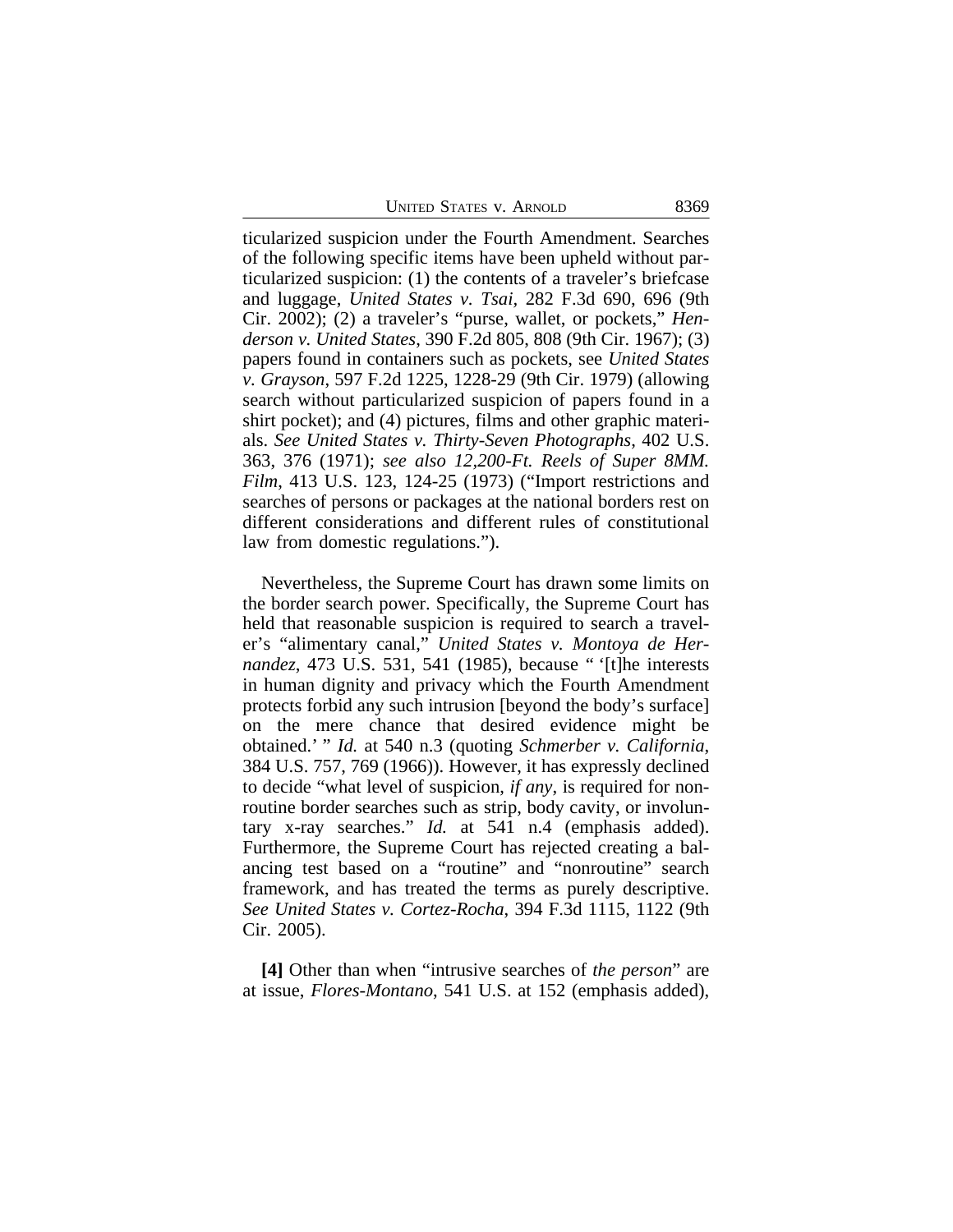ticularized suspicion under the Fourth Amendment. Searches of the following specific items have been upheld without particularized suspicion: (1) the contents of a traveler's briefcase and luggage, *United States v. Tsai*, 282 F.3d 690, 696 (9th Cir. 2002); (2) a traveler's "purse, wallet, or pockets," *Henderson v. United States*, 390 F.2d 805, 808 (9th Cir. 1967); (3) papers found in containers such as pockets, see *United States v. Grayson*, 597 F.2d 1225, 1228-29 (9th Cir. 1979) (allowing search without particularized suspicion of papers found in a shirt pocket); and (4) pictures, films and other graphic materials. *See United States v. Thirty-Seven Photographs*, 402 U.S. 363, 376 (1971); *see also 12,200-Ft. Reels of Super 8MM. Film*, 413 U.S. 123, 124-25 (1973) ("Import restrictions and searches of persons or packages at the national borders rest on different considerations and different rules of constitutional law from domestic regulations.").

Nevertheless, the Supreme Court has drawn some limits on the border search power. Specifically, the Supreme Court has held that reasonable suspicion is required to search a traveler's "alimentary canal," *United States v. Montoya de Hernandez*, 473 U.S. 531, 541 (1985), because " '[t]he interests in human dignity and privacy which the Fourth Amendment protects forbid any such intrusion [beyond the body's surface] on the mere chance that desired evidence might be obtained.' " *Id.* at 540 n.3 (quoting *Schmerber v. California*, 384 U.S. 757, 769 (1966)). However, it has expressly declined to decide "what level of suspicion, *if any*, is required for nonroutine border searches such as strip, body cavity, or involuntary x-ray searches." *Id.* at 541 n.4 (emphasis added). Furthermore, the Supreme Court has rejected creating a balancing test based on a "routine" and "nonroutine" search framework, and has treated the terms as purely descriptive. *See United States v. Cortez-Rocha*, 394 F.3d 1115, 1122 (9th Cir. 2005).

**[4]** Other than when "intrusive searches of *the person*" are at issue, *Flores-Montano*, 541 U.S. at 152 (emphasis added),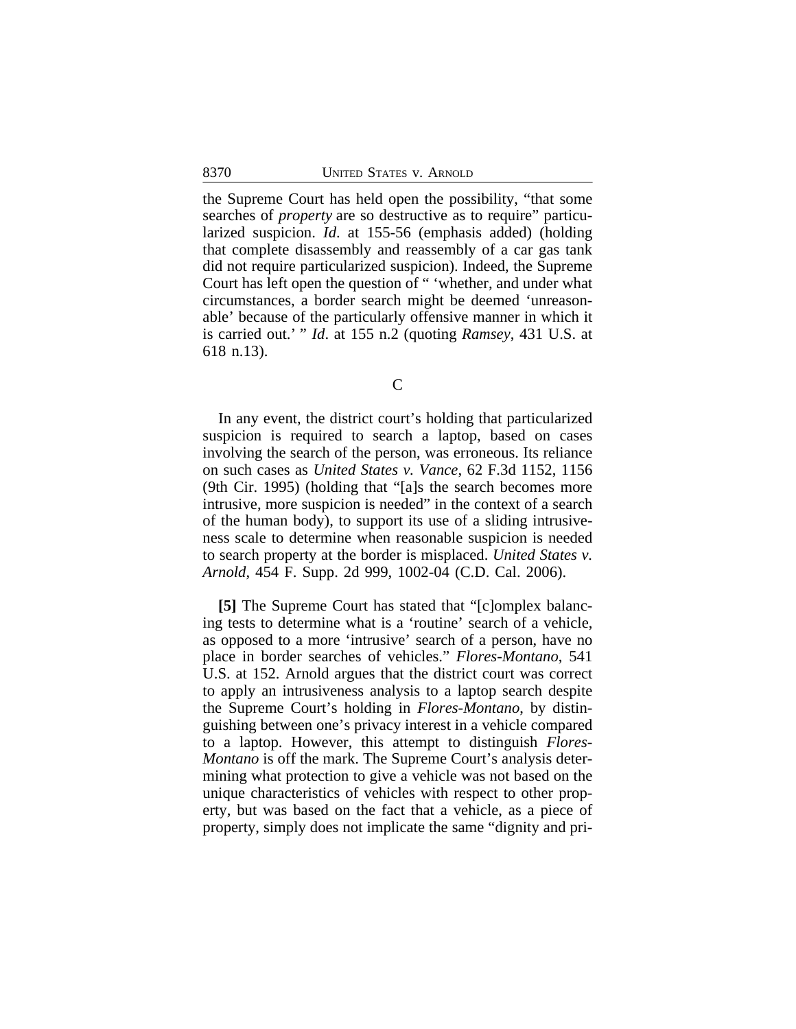the Supreme Court has held open the possibility, "that some searches of *property* are so destructive as to require" particularized suspicion. *Id*. at 155-56 (emphasis added) (holding that complete disassembly and reassembly of a car gas tank did not require particularized suspicion). Indeed, the Supreme Court has left open the question of " 'whether, and under what circumstances, a border search might be deemed 'unreasonable' because of the particularly offensive manner in which it is carried out.' " *Id*. at 155 n.2 (quoting *Ramsey*, 431 U.S. at 618 n.13).

C

In any event, the district court's holding that particularized suspicion is required to search a laptop, based on cases involving the search of the person, was erroneous. Its reliance on such cases as *United States v. Vance*, 62 F.3d 1152, 1156 (9th Cir. 1995) (holding that "[a]s the search becomes more intrusive, more suspicion is needed" in the context of a search of the human body), to support its use of a sliding intrusiveness scale to determine when reasonable suspicion is needed to search property at the border is misplaced. *United States v. Arnold*, 454 F. Supp. 2d 999, 1002-04 (C.D. Cal. 2006).

**[5]** The Supreme Court has stated that "[c]omplex balancing tests to determine what is a 'routine' search of a vehicle, as opposed to a more 'intrusive' search of a person, have no place in border searches of vehicles." *Flores-Montano*, 541 U.S. at 152. Arnold argues that the district court was correct to apply an intrusiveness analysis to a laptop search despite the Supreme Court's holding in *Flores-Montano*, by distinguishing between one's privacy interest in a vehicle compared to a laptop. However, this attempt to distinguish *Flores-Montano* is off the mark. The Supreme Court's analysis determining what protection to give a vehicle was not based on the unique characteristics of vehicles with respect to other property, but was based on the fact that a vehicle, as a piece of property, simply does not implicate the same "dignity and pri-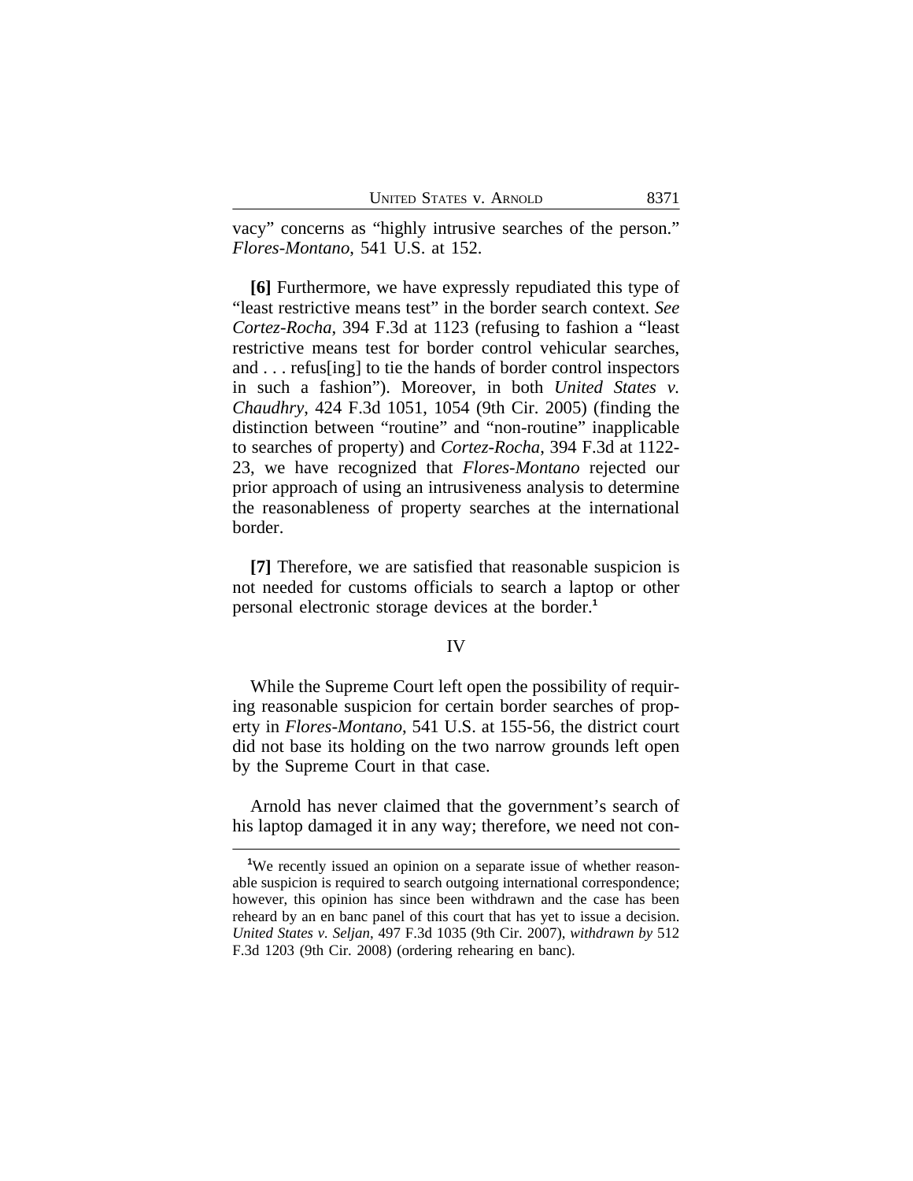vacy" concerns as "highly intrusive searches of the person." *Flores-Montano*, 541 U.S. at 152.

**[6]** Furthermore, we have expressly repudiated this type of "least restrictive means test" in the border search context. *See Cortez-Rocha*, 394 F.3d at 1123 (refusing to fashion a "least restrictive means test for border control vehicular searches, and . . . refus[ing] to tie the hands of border control inspectors in such a fashion"). Moreover, in both *United States v. Chaudhry*, 424 F.3d 1051, 1054 (9th Cir. 2005) (finding the distinction between "routine" and "non-routine" inapplicable to searches of property) and *Cortez-Rocha*, 394 F.3d at 1122-23, we have recognized that *Flores-Montano* rejected our prior approach of using an intrusiveness analysis to determine the reasonableness of property searches at the international border.

**[7]** Therefore, we are satisfied that reasonable suspicion is not needed for customs officials to search a laptop or other personal electronic storage devices at the border.[1]

## IV

While the Supreme Court left open the possibility of requiring reasonable suspicion for certain border searches of property in *Flores-Montano*, 541 U.S. at 155-56, the district court did not base its holding on the two narrow grounds left open by the Supreme Court in that case.

Arnold has never claimed that the government's search of his laptop damaged it in any way; therefore, we need not con-

[1]We recently issued an opinion on a separate issue of whether reasonable suspicion is required to search outgoing international correspondence; however, this opinion has since been withdrawn and the case has been reheard by an en banc panel of this court that has yet to issue a decision. *United States v. Seljan*, 497 F.3d 1035 (9th Cir. 2007), *withdrawn by* 512 F.3d 1203 (9th Cir. 2008) (ordering rehearing en banc).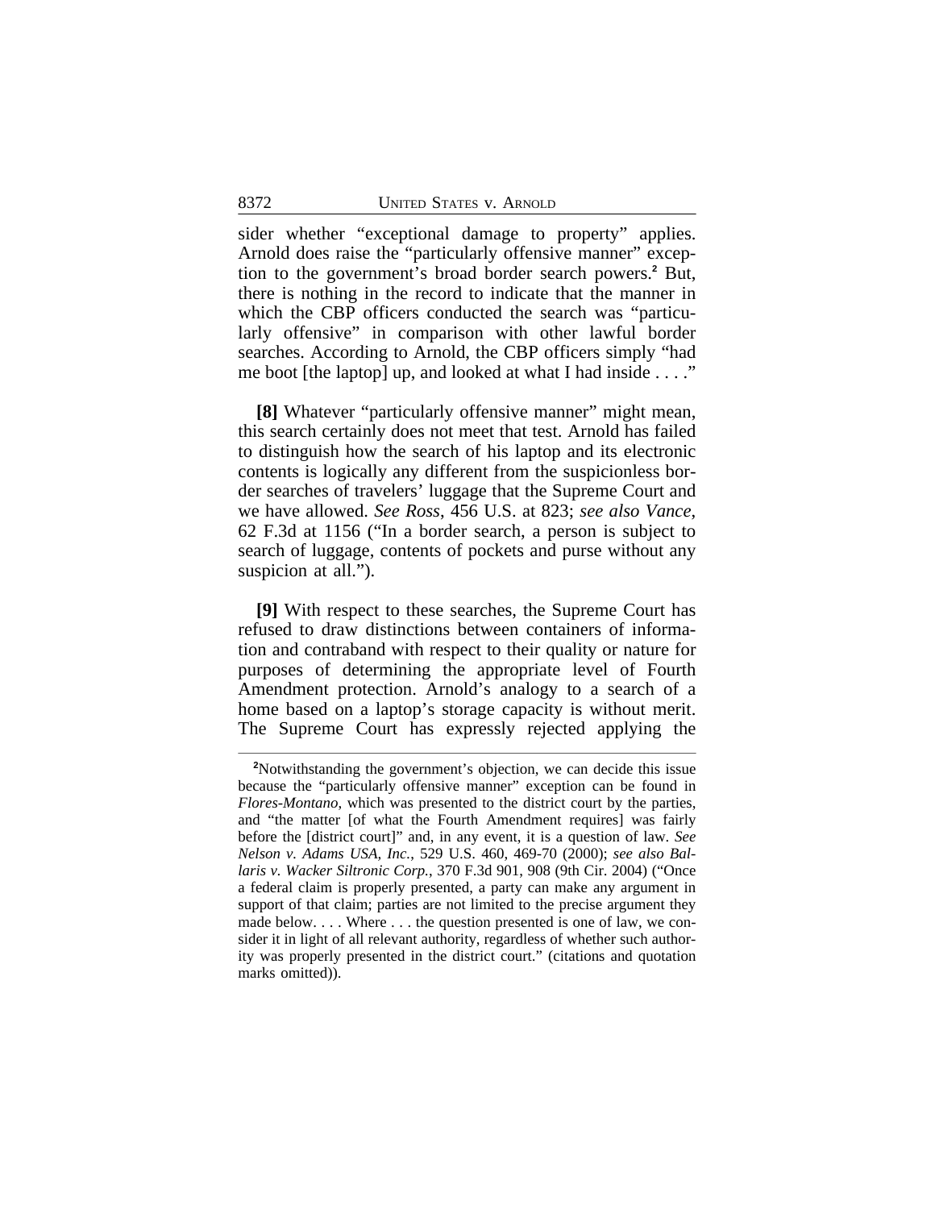sider whether "exceptional damage to property" applies. Arnold does raise the "particularly offensive manner" exception to the government's broad border search powers.[2] But, there is nothing in the record to indicate that the manner in which the CBP officers conducted the search was "particularly offensive" in comparison with other lawful border searches. According to Arnold, the CBP officers simply "had me boot [the laptop] up, and looked at what I had inside . . . ."

**[8]** Whatever "particularly offensive manner" might mean, this search certainly does not meet that test. Arnold has failed to distinguish how the search of his laptop and its electronic contents is logically any different from the suspicionless border searches of travelers' luggage that the Supreme Court and we have allowed. *See Ross*, 456 U.S. at 823; *see also Vance*, 62 F.3d at 1156 ("In a border search, a person is subject to search of luggage, contents of pockets and purse without any suspicion at all.").

**[9]** With respect to these searches, the Supreme Court has refused to draw distinctions between containers of information and contraband with respect to their quality or nature for purposes of determining the appropriate level of Fourth Amendment protection. Arnold's analogy to a search of a home based on a laptop's storage capacity is without merit. The Supreme Court has expressly rejected applying the

---

[2]Notwithstanding the government's objection, we can decide this issue because the "particularly offensive manner" exception can be found in *Flores-Montano*, which was presented to the district court by the parties, and "the matter [of what the Fourth Amendment requires] was fairly before the [district court]" and, in any event, it is a question of law. *See Nelson v. Adams USA, Inc.*, 529 U.S. 460, 469-70 (2000); *see also Ballaris v. Wacker Siltronic Corp.*, 370 F.3d 901, 908 (9th Cir. 2004) ("Once a federal claim is properly presented, a party can make any argument in support of that claim; parties are not limited to the precise argument they made below. . . . Where . . . the question presented is one of law, we consider it in light of all relevant authority, regardless of whether such authority was properly presented in the district court." (citations and quotation marks omitted)).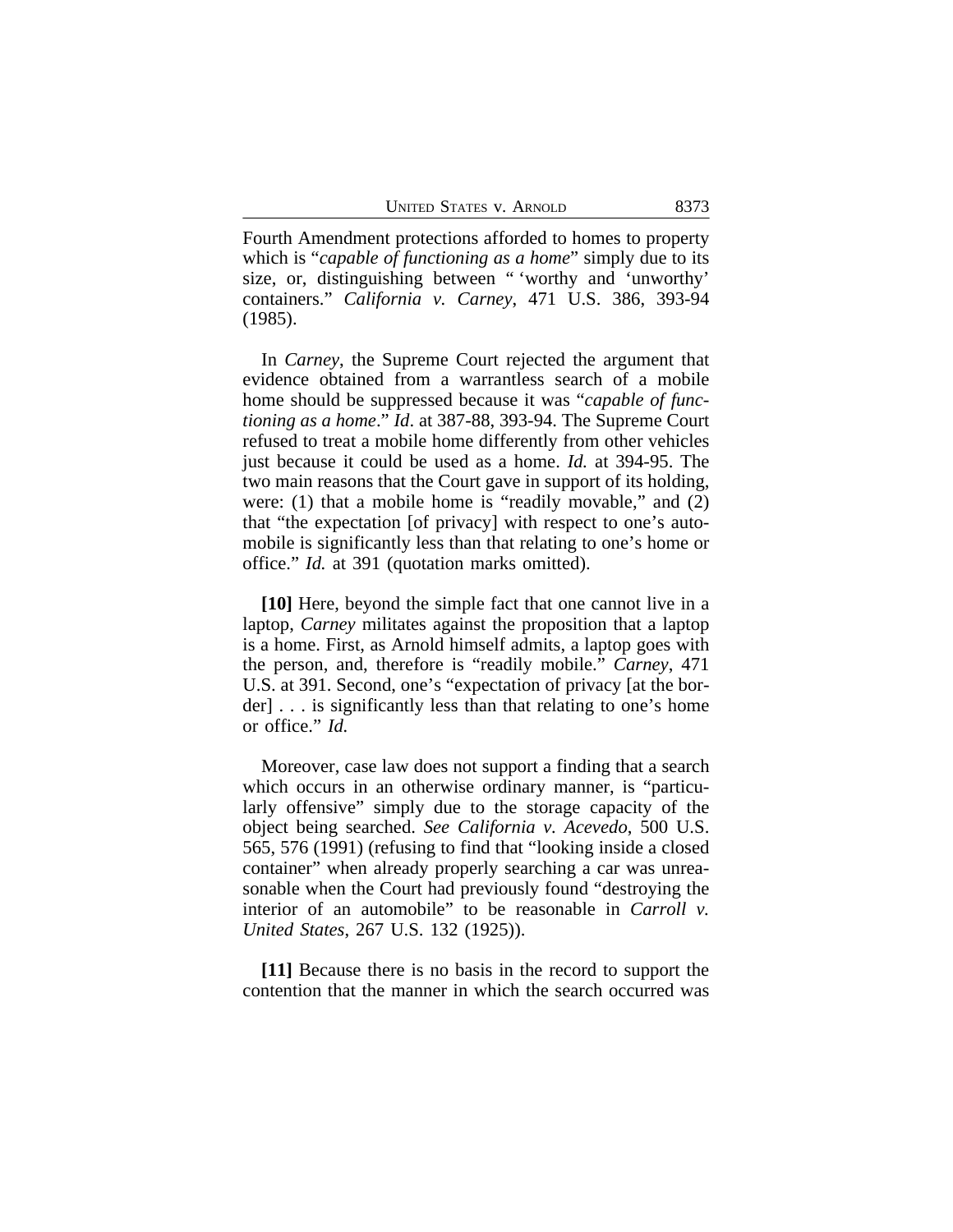Fourth Amendment protections afforded to homes to property which is "*capable of functioning as a home*" simply due to its size, or, distinguishing between " 'worthy and 'unworthy' containers." *California v. Carney*, 471 U.S. 386, 393-94 (1985).

In *Carney*, the Supreme Court rejected the argument that evidence obtained from a warrantless search of a mobile home should be suppressed because it was "*capable of functioning as a home*." *Id*. at 387-88, 393-94. The Supreme Court refused to treat a mobile home differently from other vehicles just because it could be used as a home. *Id.* at 394-95. The two main reasons that the Court gave in support of its holding, were: (1) that a mobile home is "readily movable," and (2) that "the expectation [of privacy] with respect to one's automobile is significantly less than that relating to one's home or office." *Id.* at 391 (quotation marks omitted).

**[10]** Here, beyond the simple fact that one cannot live in a laptop, *Carney* militates against the proposition that a laptop is a home. First, as Arnold himself admits, a laptop goes with the person, and, therefore is "readily mobile." *Carney*, 471 U.S. at 391. Second, one's "expectation of privacy [at the border] . . . is significantly less than that relating to one's home or office." *Id.*

Moreover, case law does not support a finding that a search which occurs in an otherwise ordinary manner, is "particularly offensive" simply due to the storage capacity of the object being searched. *See California v. Acevedo*, 500 U.S. 565, 576 (1991) (refusing to find that "looking inside a closed container" when already properly searching a car was unreasonable when the Court had previously found "destroying the interior of an automobile" to be reasonable in *Carroll v. United States*, 267 U.S. 132 (1925)).

**[11]** Because there is no basis in the record to support the contention that the manner in which the search occurred was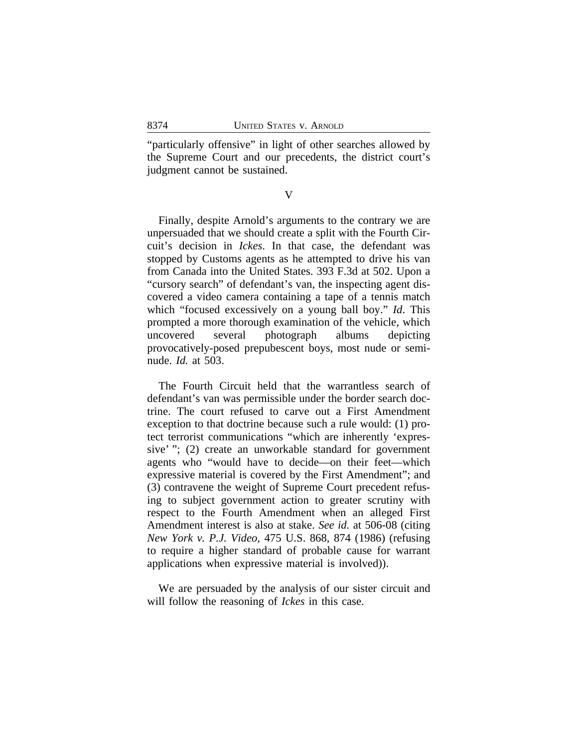"particularly offensive" in light of other searches allowed by the Supreme Court and our precedents, the district court's judgment cannot be sustained.

## V

Finally, despite Arnold's arguments to the contrary we are unpersuaded that we should create a split with the Fourth Circuit's decision in *Ickes*. In that case, the defendant was stopped by Customs agents as he attempted to drive his van from Canada into the United States. 393 F.3d at 502. Upon a "cursory search" of defendant's van, the inspecting agent discovered a video camera containing a tape of a tennis match which "focused excessively on a young ball boy." *Id*. This prompted a more thorough examination of the vehicle, which uncovered several photograph albums depicting provocatively-posed prepubescent boys, most nude or semi-nude. *Id.* at 503.

The Fourth Circuit held that the warrantless search of defendant's van was permissible under the border search doctrine. The court refused to carve out a First Amendment exception to that doctrine because such a rule would: (1) protect terrorist communications "which are inherently 'expressive' "; (2) create an unworkable standard for government agents who "would have to decide—on their feet—which expressive material is covered by the First Amendment"; and (3) contravene the weight of Supreme Court precedent refusing to subject government action to greater scrutiny with respect to the Fourth Amendment when an alleged First Amendment interest is also at stake. *See id.* at 506-08 (citing *New York v. P.J. Video*, 475 U.S. 868, 874 (1986) (refusing to require a higher standard of probable cause for warrant applications when expressive material is involved)).

We are persuaded by the analysis of our sister circuit and will follow the reasoning of *Ickes* in this case.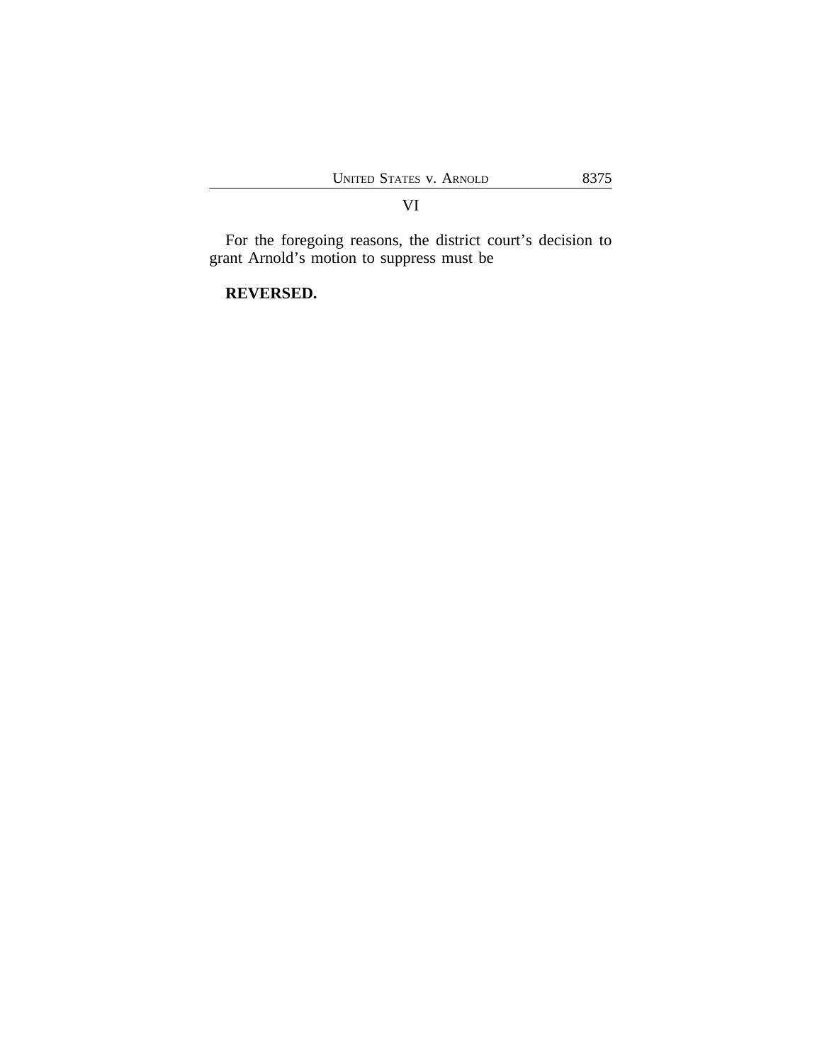## VI

For the foregoing reasons, the district court's decision to grant Arnold's motion to suppress must be

**REVERSED.**